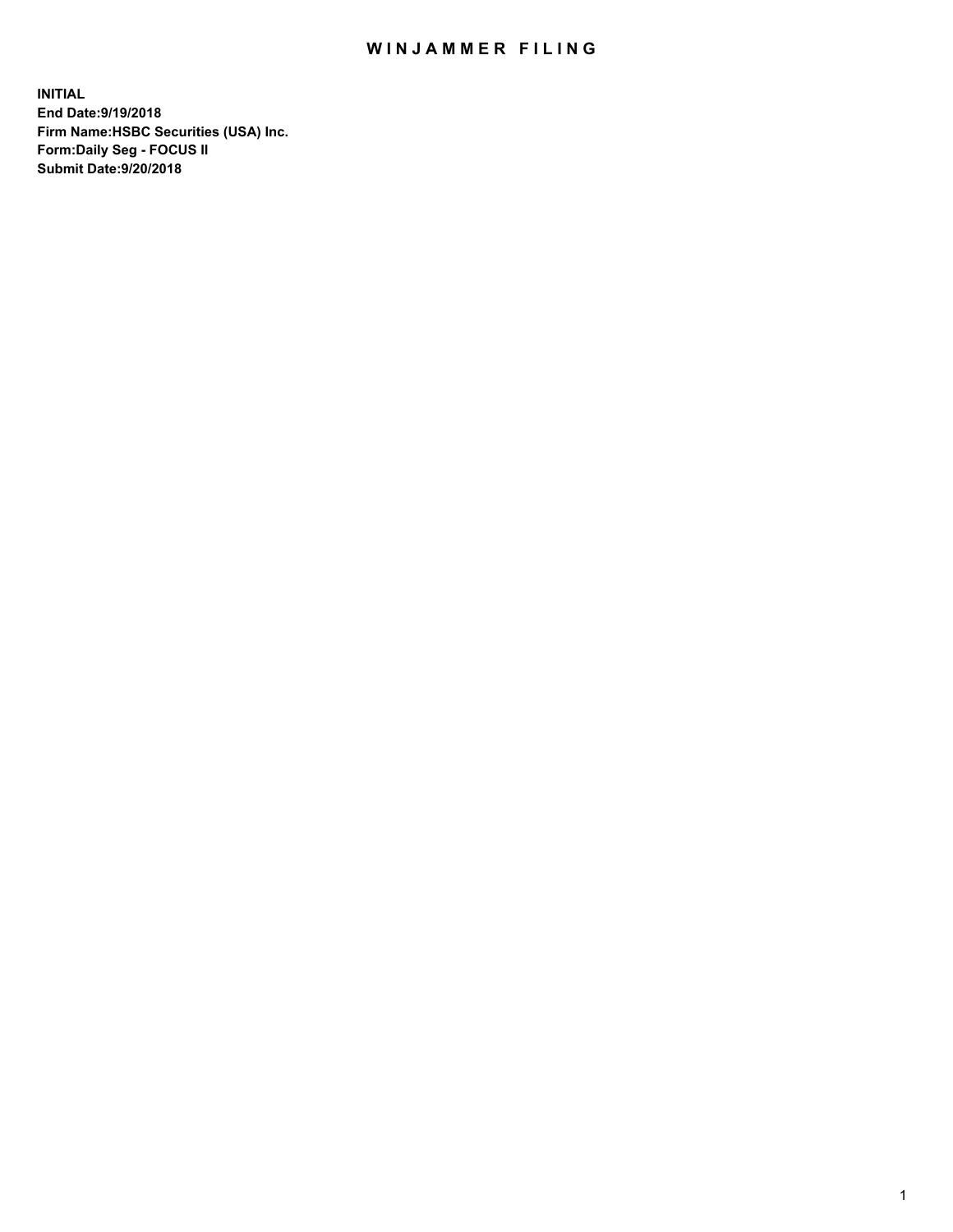# WINJAMMER FILING

**INITIAL**
**End Date:9/19/2018**
**Firm Name:HSBC Securities (USA) Inc.**
**Form:Daily Seg - FOCUS II**
**Submit Date:9/20/2018**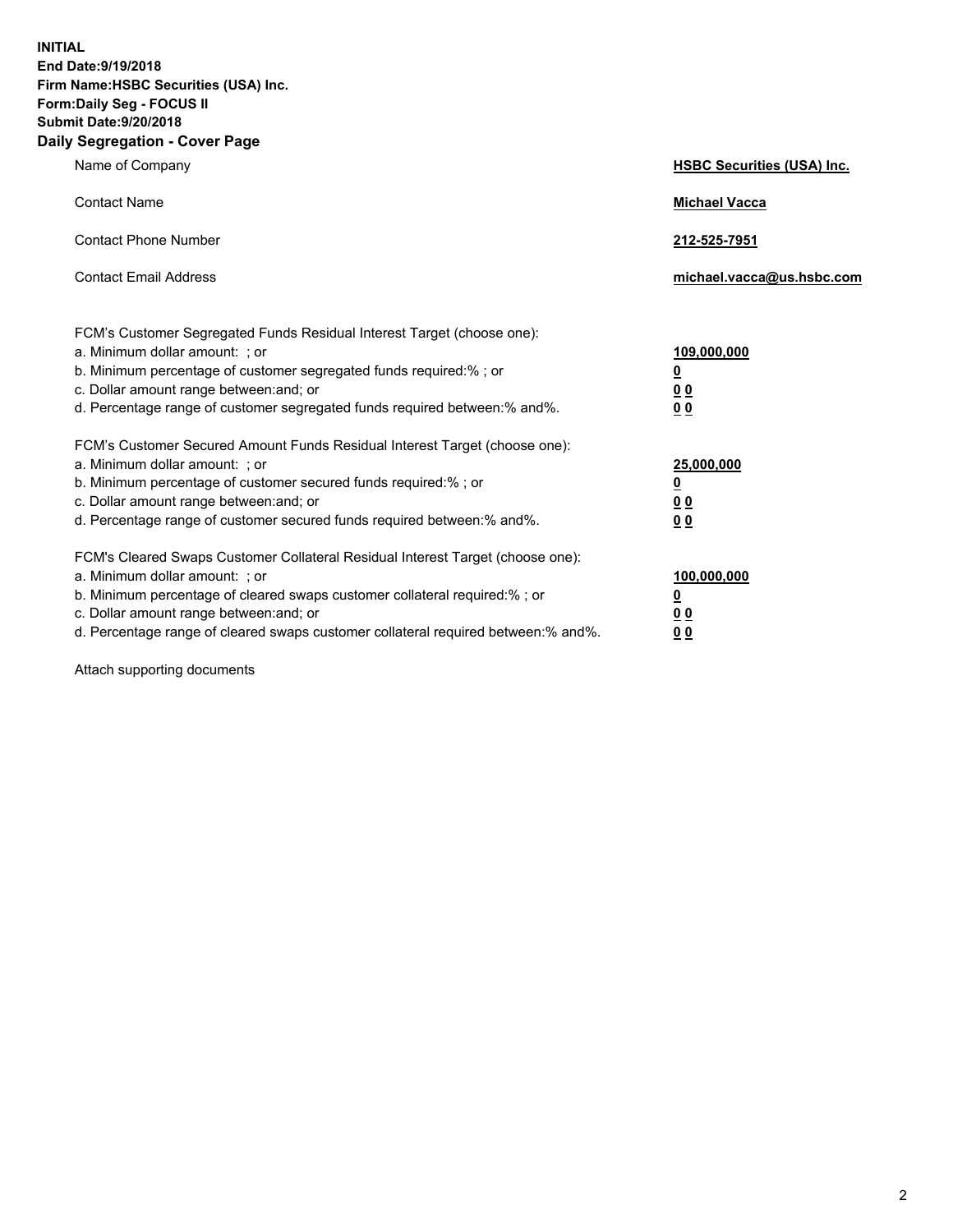**INITIAL**
**End Date:9/19/2018**
**Firm Name:HSBC Securities (USA) Inc.**
**Form:Daily Seg - FOCUS II**
**Submit Date:9/20/2018**

## Daily Segregation - Cover Page

| | |
|---|---|
| Name of Company | **HSBC Securities (USA) Inc.** |
| Contact Name | **Michael Vacca** |
| Contact Phone Number | **212-525-7951** |
| Contact Email Address | **michael.vacca@us.hsbc.com** |

FCM's Customer Segregated Funds Residual Interest Target (choose one):

| | |
|---|---|
| a. Minimum dollar amount: ; or | **109,000,000** |
| b. Minimum percentage of customer segregated funds required:% ; or | **0** |
| c. Dollar amount range between:and; or | **0 0** |
| d. Percentage range of customer segregated funds required between:% and%. | **0 0** |

FCM's Customer Secured Amount Funds Residual Interest Target (choose one):

| | |
|---|---|
| a. Minimum dollar amount: ; or | **25,000,000** |
| b. Minimum percentage of customer secured funds required:% ; or | **0** |
| c. Dollar amount range between:and; or | **0 0** |
| d. Percentage range of customer secured funds required between:% and%. | **0 0** |

FCM's Cleared Swaps Customer Collateral Residual Interest Target (choose one):

| | |
|---|---|
| a. Minimum dollar amount: ; or | **100,000,000** |
| b. Minimum percentage of cleared swaps customer collateral required:% ; or | **0** |
| c. Dollar amount range between:and; or | **0 0** |
| d. Percentage range of cleared swaps customer collateral required between:% and%. | **0 0** |

Attach supporting documents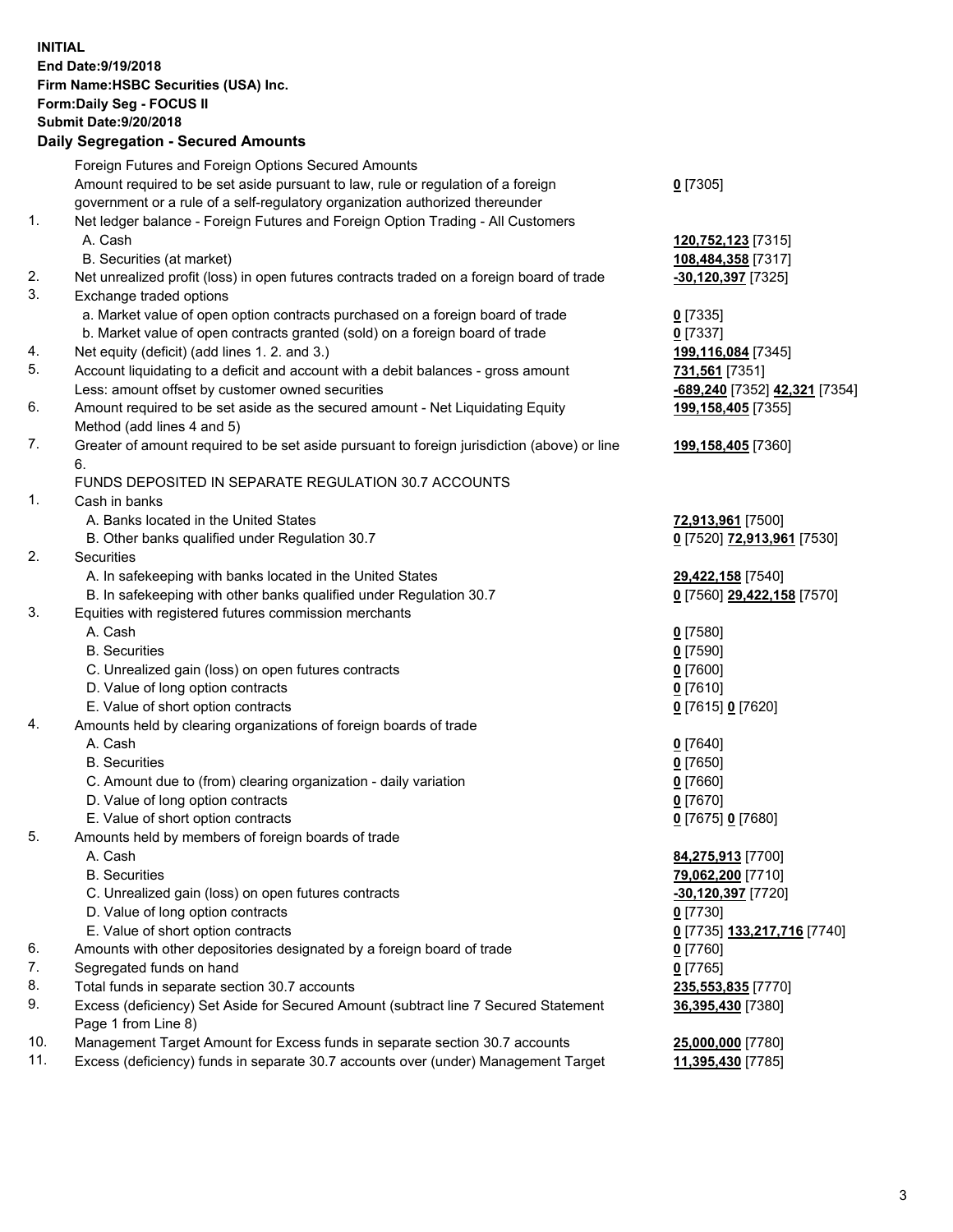**INITIAL**
**End Date:9/19/2018**
**Firm Name:HSBC Securities (USA) Inc.**
**Form:Daily Seg - FOCUS II**
**Submit Date:9/20/2018**

## Daily Segregation - Secured Amounts

| | | |
|---|---|---|
| | Foreign Futures and Foreign Options Secured Amounts | |
| | Amount required to be set aside pursuant to law, rule or regulation of a foreign government or a rule of a self-regulatory organization authorized thereunder | **0** [7305] |
| 1. | Net ledger balance - Foreign Futures and Foreign Option Trading - All Customers | |
| | A. Cash | **120,752,123** [7315] |
| | B. Securities (at market) | **108,484,358** [7317] |
| 2. | Net unrealized profit (loss) in open futures contracts traded on a foreign board of trade | **-30,120,397** [7325] |
| 3. | Exchange traded options | |
| | a. Market value of open option contracts purchased on a foreign board of trade | **0** [7335] |
| | b. Market value of open contracts granted (sold) on a foreign board of trade | **0** [7337] |
| 4. | Net equity (deficit) (add lines 1. 2. and 3.) | **199,116,084** [7345] |
| 5. | Account liquidating to a deficit and account with a debit balances - gross amount | **731,561** [7351] |
| | Less: amount offset by customer owned securities | **-689,240** [7352] **42,321** [7354] |
| 6. | Amount required to be set aside as the secured amount - Net Liquidating Equity Method (add lines 4 and 5) | **199,158,405** [7355] |
| 7. | Greater of amount required to be set aside pursuant to foreign jurisdiction (above) or line 6. | **199,158,405** [7360] |
| | FUNDS DEPOSITED IN SEPARATE REGULATION 30.7 ACCOUNTS | |
| 1. | Cash in banks | |
| | A. Banks located in the United States | **72,913,961** [7500] |
| | B. Other banks qualified under Regulation 30.7 | **0** [7520] **72,913,961** [7530] |
| 2. | Securities | |
| | A. In safekeeping with banks located in the United States | **29,422,158** [7540] |
| | B. In safekeeping with other banks qualified under Regulation 30.7 | **0** [7560] **29,422,158** [7570] |
| 3. | Equities with registered futures commission merchants | |
| | A. Cash | **0** [7580] |
| | B. Securities | **0** [7590] |
| | C. Unrealized gain (loss) on open futures contracts | **0** [7600] |
| | D. Value of long option contracts | **0** [7610] |
| | E. Value of short option contracts | **0** [7615] **0** [7620] |
| 4. | Amounts held by clearing organizations of foreign boards of trade | |
| | A. Cash | **0** [7640] |
| | B. Securities | **0** [7650] |
| | C. Amount due to (from) clearing organization - daily variation | **0** [7660] |
| | D. Value of long option contracts | **0** [7670] |
| | E. Value of short option contracts | **0** [7675] **0** [7680] |
| 5. | Amounts held by members of foreign boards of trade | |
| | A. Cash | **84,275,913** [7700] |
| | B. Securities | **79,062,200** [7710] |
| | C. Unrealized gain (loss) on open futures contracts | **-30,120,397** [7720] |
| | D. Value of long option contracts | **0** [7730] |
| | E. Value of short option contracts | **0** [7735] **133,217,716** [7740] |
| 6. | Amounts with other depositories designated by a foreign board of trade | **0** [7760] |
| 7. | Segregated funds on hand | **0** [7765] |
| 8. | Total funds in separate section 30.7 accounts | **235,553,835** [7770] |
| 9. | Excess (deficiency) Set Aside for Secured Amount (subtract line 7 Secured Statement Page 1 from Line 8) | **36,395,430** [7380] |
| 10. | Management Target Amount for Excess funds in separate section 30.7 accounts | **25,000,000** [7780] |
| 11. | Excess (deficiency) funds in separate 30.7 accounts over (under) Management Target | **11,395,430** [7785] |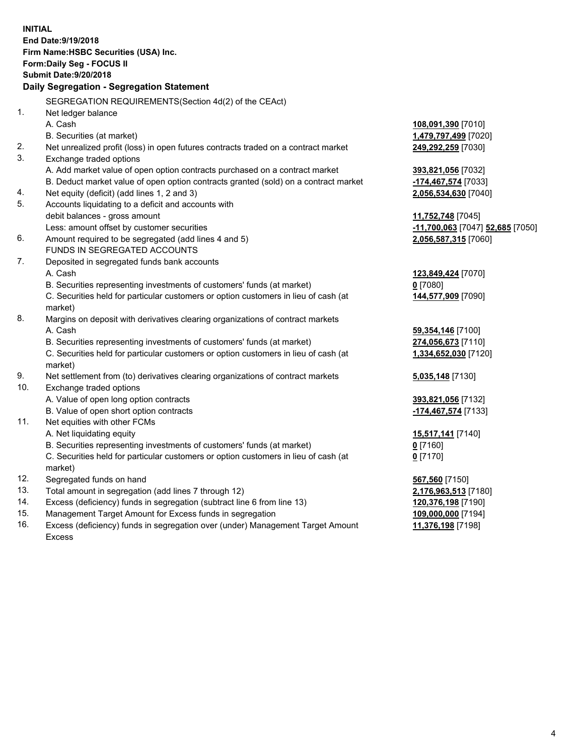**INITIAL**
**End Date:9/19/2018**
**Firm Name:HSBC Securities (USA) Inc.**
**Form:Daily Seg - FOCUS II**
**Submit Date:9/20/2018**

### Daily Segregation - Segregation Statement

SEGREGATION REQUIREMENTS(Section 4d(2) of the CEAct)

| | | |
|---|---|---|
| 1. | Net ledger balance | |
| | A. Cash | **108,091,390** [7010] |
| | B. Securities (at market) | **1,479,797,499** [7020] |
| 2. | Net unrealized profit (loss) in open futures contracts traded on a contract market | **249,292,259** [7030] |
| 3. | Exchange traded options | |
| | A. Add market value of open option contracts purchased on a contract market | **393,821,056** [7032] |
| | B. Deduct market value of open option contracts granted (sold) on a contract market | **-174,467,574** [7033] |
| 4. | Net equity (deficit) (add lines 1, 2 and 3) | **2,056,534,630** [7040] |
| 5. | Accounts liquidating to a deficit and accounts with debit balances - gross amount | **11,752,748** [7045] |
| | Less: amount offset by customer securities | **-11,700,063** [7047] **52,685** [7050] |
| 6. | Amount required to be segregated (add lines 4 and 5) | **2,056,587,315** [7060] |
| | FUNDS IN SEGREGATED ACCOUNTS | |
| 7. | Deposited in segregated funds bank accounts | |
| | A. Cash | **123,849,424** [7070] |
| | B. Securities representing investments of customers' funds (at market) | **0** [7080] |
| | C. Securities held for particular customers or option customers in lieu of cash (at market) | **144,577,909** [7090] |
| 8. | Margins on deposit with derivatives clearing organizations of contract markets | |
| | A. Cash | **59,354,146** [7100] |
| | B. Securities representing investments of customers' funds (at market) | **274,056,673** [7110] |
| | C. Securities held for particular customers or option customers in lieu of cash (at market) | **1,334,652,030** [7120] |
| 9. | Net settlement from (to) derivatives clearing organizations of contract markets | **5,035,148** [7130] |
| 10. | Exchange traded options | |
| | A. Value of open long option contracts | **393,821,056** [7132] |
| | B. Value of open short option contracts | **-174,467,574** [7133] |
| 11. | Net equities with other FCMs | |
| | A. Net liquidating equity | **15,517,141** [7140] |
| | B. Securities representing investments of customers' funds (at market) | **0** [7160] |
| | C. Securities held for particular customers or option customers in lieu of cash (at market) | **0** [7170] |
| 12. | Segregated funds on hand | **567,560** [7150] |
| 13. | Total amount in segregation (add lines 7 through 12) | **2,176,963,513** [7180] |
| 14. | Excess (deficiency) funds in segregation (subtract line 6 from line 13) | **120,376,198** [7190] |
| 15. | Management Target Amount for Excess funds in segregation | **109,000,000** [7194] |
| 16. | Excess (deficiency) funds in segregation over (under) Management Target Amount Excess | **11,376,198** [7198] |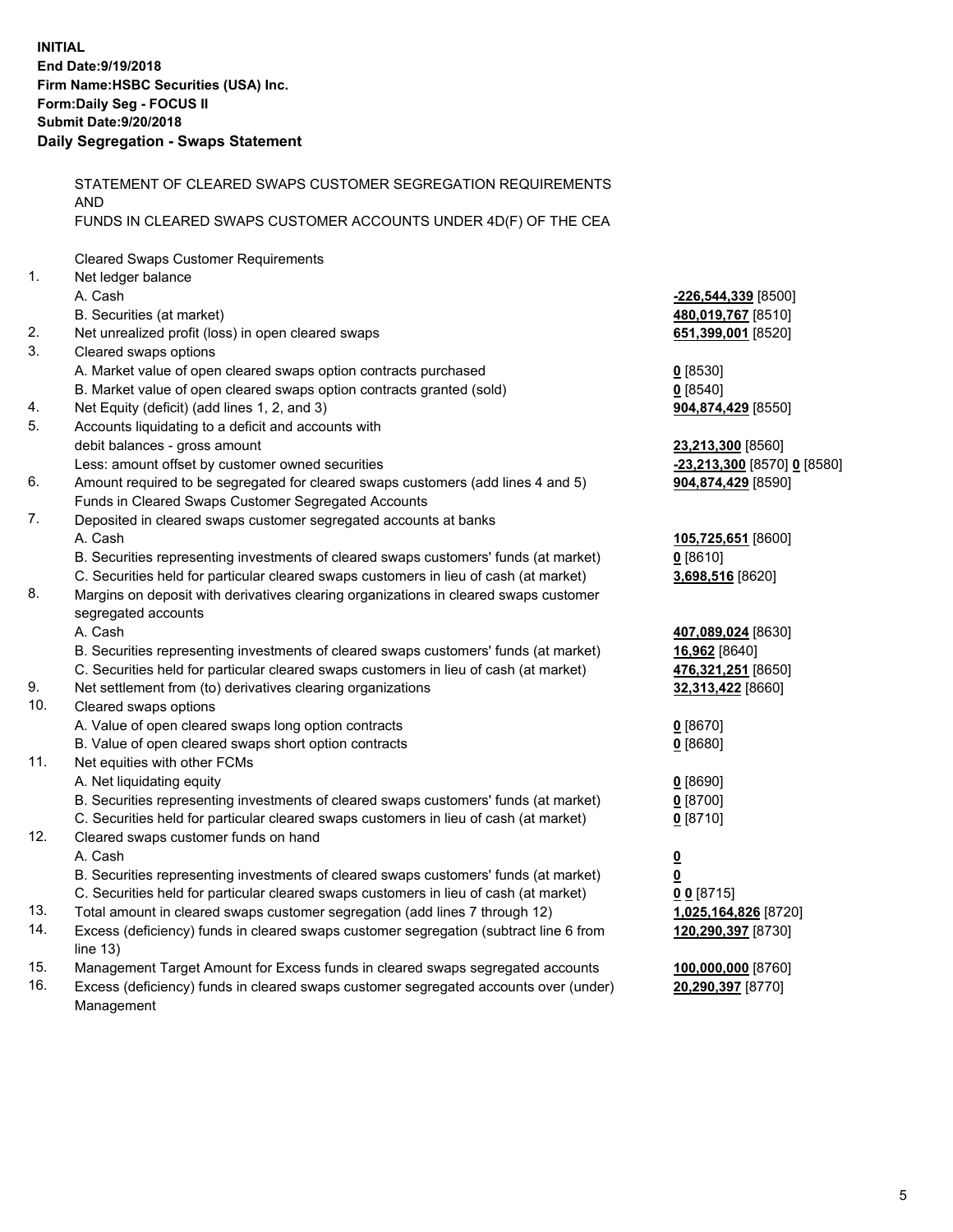**INITIAL**
**End Date:9/19/2018**
**Firm Name:HSBC Securities (USA) Inc.**
**Form:Daily Seg - FOCUS II**
**Submit Date:9/20/2018**
**Daily Segregation - Swaps Statement**

STATEMENT OF CLEARED SWAPS CUSTOMER SEGREGATION REQUIREMENTS AND FUNDS IN CLEARED SWAPS CUSTOMER ACCOUNTS UNDER 4D(F) OF THE CEA

| | | |
|---|---|---|
| | Cleared Swaps Customer Requirements | |
| 1. | Net ledger balance | |
| | A. Cash | **-226,544,339** [8500] |
| | B. Securities (at market) | **480,019,767** [8510] |
| 2. | Net unrealized profit (loss) in open cleared swaps | **651,399,001** [8520] |
| 3. | Cleared swaps options | |
| | A. Market value of open cleared swaps option contracts purchased | **0** [8530] |
| | B. Market value of open cleared swaps option contracts granted (sold) | **0** [8540] |
| 4. | Net Equity (deficit) (add lines 1, 2, and 3) | **904,874,429** [8550] |
| 5. | Accounts liquidating to a deficit and accounts with | |
| | debit balances - gross amount | **23,213,300** [8560] |
| | Less: amount offset by customer owned securities | **-23,213,300** [8570] **0** [8580] |
| 6. | Amount required to be segregated for cleared swaps customers (add lines 4 and 5) | **904,874,429** [8590] |
| | Funds in Cleared Swaps Customer Segregated Accounts | |
| 7. | Deposited in cleared swaps customer segregated accounts at banks | |
| | A. Cash | **105,725,651** [8600] |
| | B. Securities representing investments of cleared swaps customers' funds (at market) | **0** [8610] |
| | C. Securities held for particular cleared swaps customers in lieu of cash (at market) | **3,698,516** [8620] |
| 8. | Margins on deposit with derivatives clearing organizations in cleared swaps customer segregated accounts | |
| | A. Cash | **407,089,024** [8630] |
| | B. Securities representing investments of cleared swaps customers' funds (at market) | **16,962** [8640] |
| | C. Securities held for particular cleared swaps customers in lieu of cash (at market) | **476,321,251** [8650] |
| 9. | Net settlement from (to) derivatives clearing organizations | **32,313,422** [8660] |
| 10. | Cleared swaps options | |
| | A. Value of open cleared swaps long option contracts | **0** [8670] |
| | B. Value of open cleared swaps short option contracts | **0** [8680] |
| 11. | Net equities with other FCMs | |
| | A. Net liquidating equity | **0** [8690] |
| | B. Securities representing investments of cleared swaps customers' funds (at market) | **0** [8700] |
| | C. Securities held for particular cleared swaps customers in lieu of cash (at market) | **0** [8710] |
| 12. | Cleared swaps customer funds on hand | |
| | A. Cash | **0** |
| | B. Securities representing investments of cleared swaps customers' funds (at market) | **0** |
| | C. Securities held for particular cleared swaps customers in lieu of cash (at market) | **0** **0** [8715] |
| 13. | Total amount in cleared swaps customer segregation (add lines 7 through 12) | **1,025,164,826** [8720] |
| 14. | Excess (deficiency) funds in cleared swaps customer segregation (subtract line 6 from line 13) | **120,290,397** [8730] |
| 15. | Management Target Amount for Excess funds in cleared swaps segregated accounts | **100,000,000** [8760] |
| 16. | Excess (deficiency) funds in cleared swaps customer segregated accounts over (under) Management | **20,290,397** [8770] |